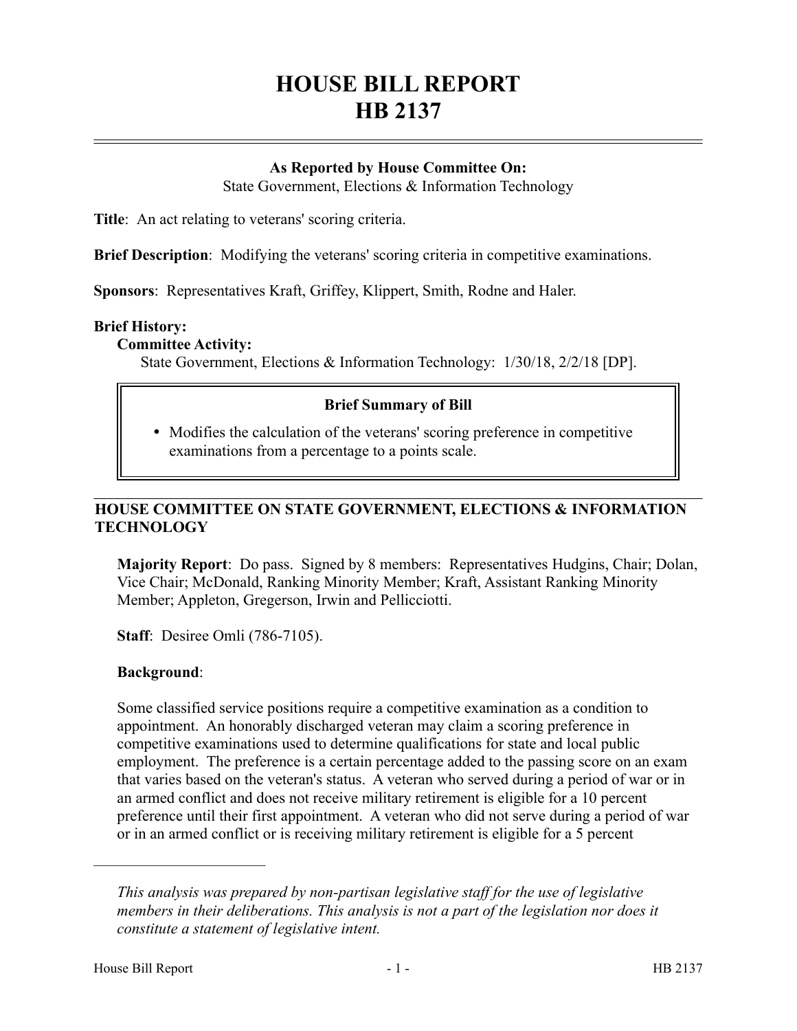# HOUSE BILL REPORT
# HB 2137

**As Reported by House Committee On:**
State Government, Elections & Information Technology

**Title**: An act relating to veterans' scoring criteria.

**Brief Description**: Modifying the veterans' scoring criteria in competitive examinations.

**Sponsors**: Representatives Kraft, Griffey, Klippert, Smith, Rodne and Haler.

**Brief History:**

**Committee Activity:**

State Government, Elections & Information Technology: 1/30/18, 2/2/18 [DP].

**Brief Summary of Bill**

- Modifies the calculation of the veterans' scoring preference in competitive examinations from a percentage to a points scale.

## HOUSE COMMITTEE ON STATE GOVERNMENT, ELECTIONS & INFORMATION TECHNOLOGY

**Majority Report**: Do pass. Signed by 8 members: Representatives Hudgins, Chair; Dolan, Vice Chair; McDonald, Ranking Minority Member; Kraft, Assistant Ranking Minority Member; Appleton, Gregerson, Irwin and Pellicciotti.

**Staff**: Desiree Omli (786-7105).

**Background**:

Some classified service positions require a competitive examination as a condition to appointment. An honorably discharged veteran may claim a scoring preference in competitive examinations used to determine qualifications for state and local public employment. The preference is a certain percentage added to the passing score on an exam that varies based on the veteran's status. A veteran who served during a period of war or in an armed conflict and does not receive military retirement is eligible for a 10 percent preference until their first appointment. A veteran who did not serve during a period of war or in an armed conflict or is receiving military retirement is eligible for a 5 percent

---

*This analysis was prepared by non-partisan legislative staff for the use of legislative members in their deliberations. This analysis is not a part of the legislation nor does it constitute a statement of legislative intent.*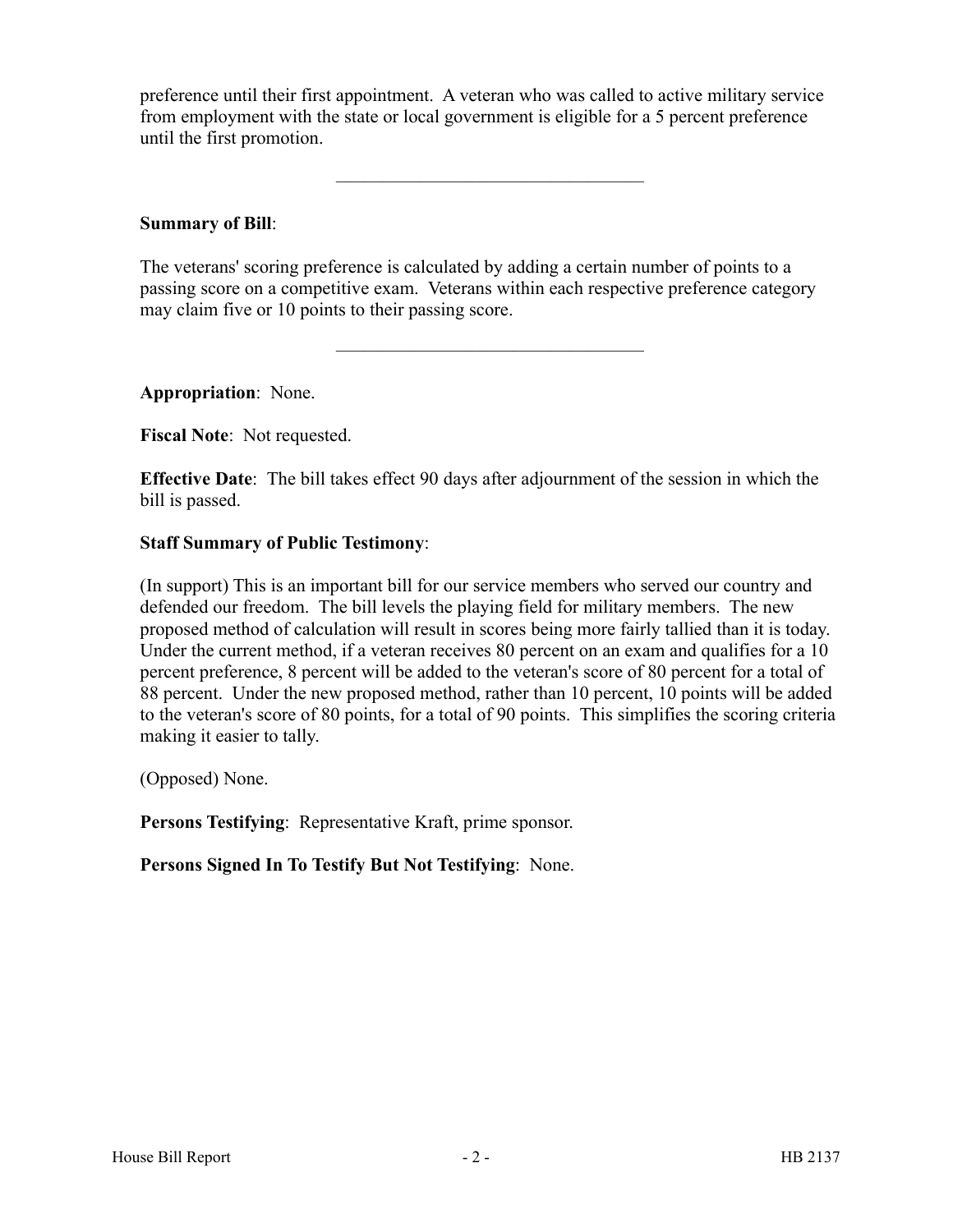preference until their first appointment. A veteran who was called to active military service from employment with the state or local government is eligible for a 5 percent preference until the first promotion.

---

**Summary of Bill**:

The veterans' scoring preference is calculated by adding a certain number of points to a passing score on a competitive exam. Veterans within each respective preference category may claim five or 10 points to their passing score.

---

**Appropriation**: None.

**Fiscal Note**: Not requested.

**Effective Date**: The bill takes effect 90 days after adjournment of the session in which the bill is passed.

**Staff Summary of Public Testimony**:

(In support) This is an important bill for our service members who served our country and defended our freedom. The bill levels the playing field for military members. The new proposed method of calculation will result in scores being more fairly tallied than it is today. Under the current method, if a veteran receives 80 percent on an exam and qualifies for a 10 percent preference, 8 percent will be added to the veteran's score of 80 percent for a total of 88 percent. Under the new proposed method, rather than 10 percent, 10 points will be added to the veteran's score of 80 points, for a total of 90 points. This simplifies the scoring criteria making it easier to tally.

(Opposed) None.

**Persons Testifying**: Representative Kraft, prime sponsor.

**Persons Signed In To Testify But Not Testifying**: None.